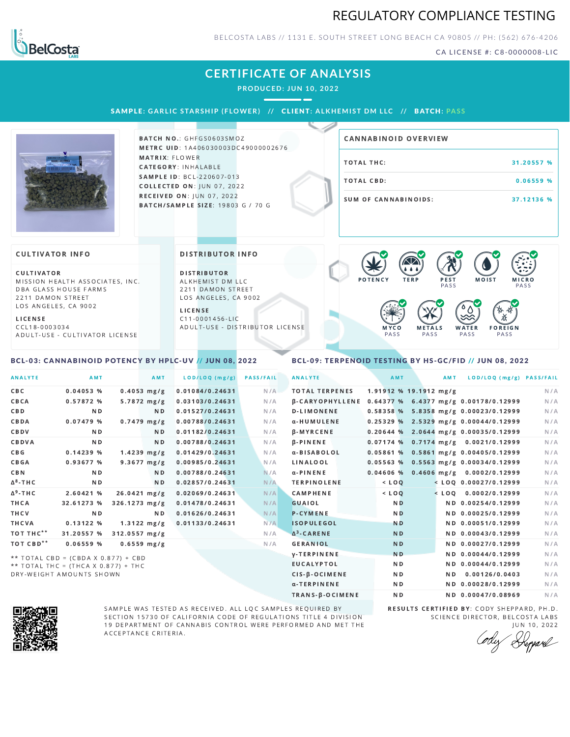# REGULATORY COMPLIANCE TESTING

BELCOSTA LABS // 1131 E. SOUTH STREET LONG BEACH CA 90805 // PH: (562) 676-4206

CA LICENSE #: C8-0000008-LIC

## CERTIFICATE OF ANALYSIS

**PRODUCED: JUN 10, 2022**

**SAMPLE:** GARLIC STARSHIP (FLOWER) // **CLIENT:** ALKHEMIST DM LLC // **BATCH:** PASS

**BATCH NO.:** GHFGS0603SMOZ
**METRC UID:** 1A406030003DC49000002676
**MATRIX:** FLOWER
**CATEGORY:** INHALABLE
**SAMPLE ID:** BCL-220607-013
**COLLECTED ON:** JUN 07, 2022
**RECEIVED ON:** JUN 07, 2022
**BATCH/SAMPLE SIZE:** 19803 G / 70 G

### CANNABINOID OVERVIEW

| | |
|---|---|
| TOTAL THC: | 31.20557 % |
| TOTAL CBD: | 0.06559 % |
| SUM OF CANNABINOIDS: | 37.12136 % |

### CULTIVATOR INFO

**CULTIVATOR**
MISSION HEALTH ASSOCIATES, INC.
DBA GLASS HOUSE FARMS
2211 DAMON STREET
LOS ANGELES, CA 9002

**LICENSE**
CCL18-0003034
ADULT-USE - CULTIVATOR LICENSE

### DISTRIBUTOR INFO

**DISTRIBUTOR**
ALKHEMIST DM LLC
2211 DAMON STREET
LOS ANGELES, CA 9002

**LICENSE**
C11-0001456-LIC
ADULT-USE - DISTRIBUTOR LICENSE

POTENCY | TERP | PEST PASS | MOIST | MICRO PASS | MYCO PASS | METALS PASS | WATER PASS | FOREIGN PASS

### BCL-03: CANNABINOID POTENCY BY HPLC-UV // JUN 08, 2022

| ANALYTE | AMT | AMT | LOD/LOQ (mg/g) | PASS/FAIL |
|---|---|---|---|---|
| CBC | 0.04053 % | 0.4053 mg/g | 0.01084/0.24631 | N/A |
| CBCA | 0.57872 % | 5.7872 mg/g | 0.03103/0.24631 | N/A |
| CBD | ND | ND | 0.01527/0.24631 | N/A |
| CBDA | 0.07479 % | 0.7479 mg/g | 0.00788/0.24631 | N/A |
| CBDV | ND | ND | 0.01182/0.24631 | N/A |
| CBDVA | ND | ND | 0.00788/0.24631 | N/A |
| CBG | 0.14239 % | 1.4239 mg/g | 0.01429/0.24631 | N/A |
| CBGA | 0.93677 % | 9.3677 mg/g | 0.00985/0.24631 | N/A |
| CBN | ND | ND | 0.00788/0.24631 | N/A |
| $\Delta^8$-THC | ND | ND | 0.02857/0.24631 | N/A |
| $\Delta^9$-THC | 2.60421 % | 26.0421 mg/g | 0.02069/0.24631 | N/A |
| THCA | 32.61273 % | 326.1273 mg/g | 0.01478/0.24631 | N/A |
| THCV | ND | ND | 0.01626/0.24631 | N/A |
| THCVA | 0.13122 % | 1.3122 mg/g | 0.01133/0.24631 | N/A |
| TOT THC** | 31.20557 % | 312.0557 mg/g | | N/A |
| TOT CBD** | 0.06559 % | 0.6559 mg/g | | N/A |

** TOTAL CBD = (CBDA X 0.877) + CBD
** TOTAL THC = (THCA X 0.877) + THC
DRY-WEIGHT AMOUNTS SHOWN

### BCL-09: TERPENOID TESTING BY HS-GC/FID // JUN 08, 2022

| ANALYTE | AMT | AMT | LOD/LOQ (mg/g) | PASS/FAIL |
|---|---|---|---|---|
| TOTAL TERPENES | 1.91912 % | 19.1912 mg/g | | N/A |
| β-CARYOPHYLLENE | 0.64377 % | 6.4377 mg/g | 0.00178/0.12999 | N/A |
| D-LIMONENE | 0.58358 % | 5.8358 mg/g | 0.00023/0.12999 | N/A |
| α-HUMULENE | 0.25329 % | 2.5329 mg/g | 0.00044/0.12999 | N/A |
| β-MYRCENE | 0.20644 % | 2.0644 mg/g | 0.00035/0.12999 | N/A |
| β-PINENE | 0.07174 % | 0.7174 mg/g | 0.0021/0.12999 | N/A |
| α-BISABOLOL | 0.05861 % | 0.5861 mg/g | 0.00405/0.12999 | N/A |
| LINALOOL | 0.05563 % | 0.5563 mg/g | 0.00034/0.12999 | N/A |
| α-PINENE | 0.04606 % | 0.4606 mg/g | 0.0002/0.12999 | N/A |
| TERPINOLENE | < LOQ | < LOQ | 0.00027/0.12999 | N/A |
| CAMPHENE | < LOQ | < LOQ | 0.0002/0.12999 | N/A |
| GUAIOL | ND | ND | 0.00254/0.12999 | N/A |
| P-CYMENE | ND | ND | 0.00025/0.12999 | N/A |
| ISOPULEGOL | ND | ND | 0.00051/0.12999 | N/A |
| $\Delta^3$-CARENE | ND | ND | 0.00043/0.12999 | N/A |
| GERANIOL | ND | ND | 0.00027/0.12999 | N/A |
| γ-TERPINENE | ND | ND | 0.00044/0.12999 | N/A |
| EUCALYPTOL | ND | ND | 0.00044/0.12999 | N/A |
| CIS-β-OCIMENE | ND | ND | 0.00126/0.0403 | N/A |
| α-TERPINENE | ND | ND | 0.00028/0.12999 | N/A |
| TRANS-β-OCIMENE | ND | ND | 0.00047/0.08969 | N/A |

SAMPLE WAS TESTED AS RECEIVED. ALL LQC SAMPLES REQUIRED BY SECTION 15730 OF CALIFORNIA CODE OF REGULATIONS TITLE 4 DIVISION 19 DEPARTMENT OF CANNABIS CONTROL WERE PERFORMED AND MET THE ACCEPTANCE CRITERIA.

**RESULTS CERTIFIED BY:** CODY SHEPPARD, PH.D.
SCIENCE DIRECTOR, BELCOSTA LABS
JUN 10, 2022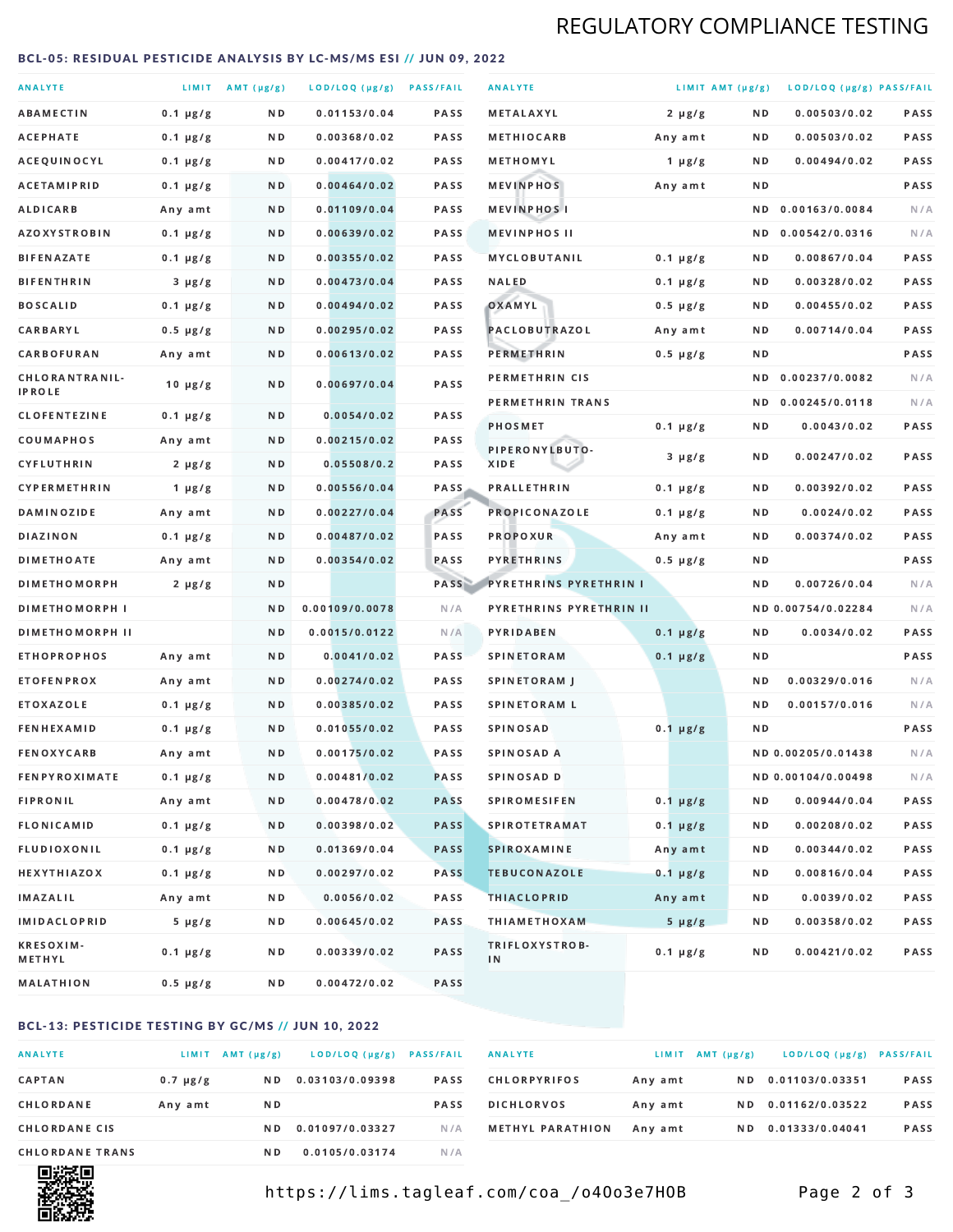# REGULATORY COMPLIANCE TESTING

## BCL-05: RESIDUAL PESTICIDE ANALYSIS BY LC-MS/MS ESI // JUN 09, 2022

| ANALYTE | LIMIT | AMT (µg/g) | LOD/LOQ (µg/g) | PASS/FAIL |
|---|---|---|---|---|
| ABAMECTIN | 0.1 µg/g | ND | 0.01153/0.04 | PASS |
| ACEPHATE | 0.1 µg/g | ND | 0.00368/0.02 | PASS |
| ACEQUINOCYL | 0.1 µg/g | ND | 0.00417/0.02 | PASS |
| ACETAMIPRID | 0.1 µg/g | ND | 0.00464/0.02 | PASS |
| ALDICARB | Any amt | ND | 0.01109/0.04 | PASS |
| AZOXYSTROBIN | 0.1 µg/g | ND | 0.00639/0.02 | PASS |
| BIFENAZATE | 0.1 µg/g | ND | 0.00355/0.02 | PASS |
| BIFENTHRIN | 3 µg/g | ND | 0.00473/0.04 | PASS |
| BOSCALID | 0.1 µg/g | ND | 0.00494/0.02 | PASS |
| CARBARYL | 0.5 µg/g | ND | 0.00295/0.02 | PASS |
| CARBOFURAN | Any amt | ND | 0.00613/0.02 | PASS |
| CHLORANTRANIL-IPROLE | 10 µg/g | ND | 0.00697/0.04 | PASS |
| CLOFENTEZINE | 0.1 µg/g | ND | 0.0054/0.02 | PASS |
| COUMAPHOS | Any amt | ND | 0.00215/0.02 | PASS |
| CYFLUTHRIN | 2 µg/g | ND | 0.05508/0.2 | PASS |
| CYPERMETHRIN | 1 µg/g | ND | 0.00556/0.04 | PASS |
| DAMINOZIDE | Any amt | ND | 0.00227/0.04 | PASS |
| DIAZINON | 0.1 µg/g | ND | 0.00487/0.02 | PASS |
| DIMETHOATE | Any amt | ND | 0.00354/0.02 | PASS |
| DIMETHOMORPH | 2 µg/g | ND | | PASS |
| DIMETHOMORPH I | | ND | 0.00109/0.0078 | N/A |
| DIMETHOMORPH II | | ND | 0.0015/0.0122 | N/A |
| ETHOPROPHOS | Any amt | ND | 0.0041/0.02 | PASS |
| ETOFENPROX | Any amt | ND | 0.00274/0.02 | PASS |
| ETOXAZOLE | 0.1 µg/g | ND | 0.00385/0.02 | PASS |
| FENHEXAMID | 0.1 µg/g | ND | 0.01055/0.02 | PASS |
| FENOXYCARB | Any amt | ND | 0.00175/0.02 | PASS |
| FENPYROXIMATE | 0.1 µg/g | ND | 0.00481/0.02 | PASS |
| FIPRONIL | Any amt | ND | 0.00478/0.02 | PASS |
| FLONICAMID | 0.1 µg/g | ND | 0.00398/0.02 | PASS |
| FLUDIOXONIL | 0.1 µg/g | ND | 0.01369/0.04 | PASS |
| HEXYTHIAZOX | 0.1 µg/g | ND | 0.00297/0.02 | PASS |
| IMAZALIL | Any amt | ND | 0.0056/0.02 | PASS |
| IMIDACLOPRID | 5 µg/g | ND | 0.00645/0.02 | PASS |
| KRESOXIM-METHYL | 0.1 µg/g | ND | 0.00339/0.02 | PASS |
| MALATHION | 0.5 µg/g | ND | 0.00472/0.02 | PASS |
| METALAXYL | 2 µg/g | ND | 0.00503/0.02 | PASS |
| METHIOCARB | Any amt | ND | 0.00503/0.02 | PASS |
| METHOMYL | 1 µg/g | ND | 0.00494/0.02 | PASS |
| MEVINPHOS | Any amt | ND | | PASS |
| MEVINPHOS I | | ND | 0.00163/0.0084 | N/A |
| MEVINPHOS II | | ND | 0.00542/0.0316 | N/A |
| MYCLOBUTANIL | 0.1 µg/g | ND | 0.00867/0.04 | PASS |
| NALED | 0.1 µg/g | ND | 0.00328/0.02 | PASS |
| OXAMYL | 0.5 µg/g | ND | 0.00455/0.02 | PASS |
| PACLOBUTRAZOL | Any amt | ND | 0.00714/0.04 | PASS |
| PERMETHRIN | 0.5 µg/g | ND | | PASS |
| PERMETHRIN CIS | | ND | 0.00237/0.0082 | N/A |
| PERMETHRIN TRANS | | ND | 0.00245/0.0118 | N/A |
| PHOSMET | 0.1 µg/g | ND | 0.0043/0.02 | PASS |
| PIPERONYLBUTO-XIDE | 3 µg/g | ND | 0.00247/0.02 | PASS |
| PRALLETHRIN | 0.1 µg/g | ND | 0.00392/0.02 | PASS |
| PROPICONAZOLE | 0.1 µg/g | ND | 0.0024/0.02 | PASS |
| PROPOXUR | Any amt | ND | 0.00374/0.02 | PASS |
| PYRETHRINS | 0.5 µg/g | ND | | PASS |
| PYRETHRINS PYRETHRIN I | | ND | 0.00726/0.04 | N/A |
| PYRETHRINS PYRETHRIN II | | ND | 0.00754/0.02284 | N/A |
| PYRIDABEN | 0.1 µg/g | ND | 0.0034/0.02 | PASS |
| SPINETORAM | 0.1 µg/g | ND | | PASS |
| SPINETORAM J | | ND | 0.00329/0.016 | N/A |
| SPINETORAM L | | ND | 0.00157/0.016 | N/A |
| SPINOSAD | 0.1 µg/g | ND | | PASS |
| SPINOSAD A | | ND | 0.00205/0.01438 | N/A |
| SPINOSAD D | | ND | 0.00104/0.00498 | N/A |
| SPIROMESIFEN | 0.1 µg/g | ND | 0.00944/0.04 | PASS |
| SPIROTETRAMAT | 0.1 µg/g | ND | 0.00208/0.02 | PASS |
| SPIROXAMINE | Any amt | ND | 0.00344/0.02 | PASS |
| TEBUCONAZOLE | 0.1 µg/g | ND | 0.00816/0.04 | PASS |
| THIACLOPRID | Any amt | ND | 0.0039/0.02 | PASS |
| THIAMETHOXAM | 5 µg/g | ND | 0.00358/0.02 | PASS |
| TRIFLOXYSTROB-IN | 0.1 µg/g | ND | 0.00421/0.02 | PASS |

## BCL-13: PESTICIDE TESTING BY GC/MS // JUN 10, 2022

| ANALYTE | LIMIT | AMT (µg/g) | LOD/LOQ (µg/g) | PASS/FAIL |
|---|---|---|---|---|
| CAPTAN | 0.7 µg/g | ND | 0.03103/0.09398 | PASS |
| CHLORDANE | Any amt | ND | | PASS |
| CHLORDANE CIS | | ND | 0.01097/0.03327 | N/A |
| CHLORDANE TRANS | | ND | 0.0105/0.03174 | N/A |
| CHLORPYRIFOS | Any amt | ND | 0.01103/0.03351 | PASS |
| DICHLORVOS | Any amt | ND | 0.01162/0.03522 | PASS |
| METHYL PARATHION | Any amt | ND | 0.01333/0.04041 | PASS |

https://lims.tagleaf.com/coa_/o40o3e7HOB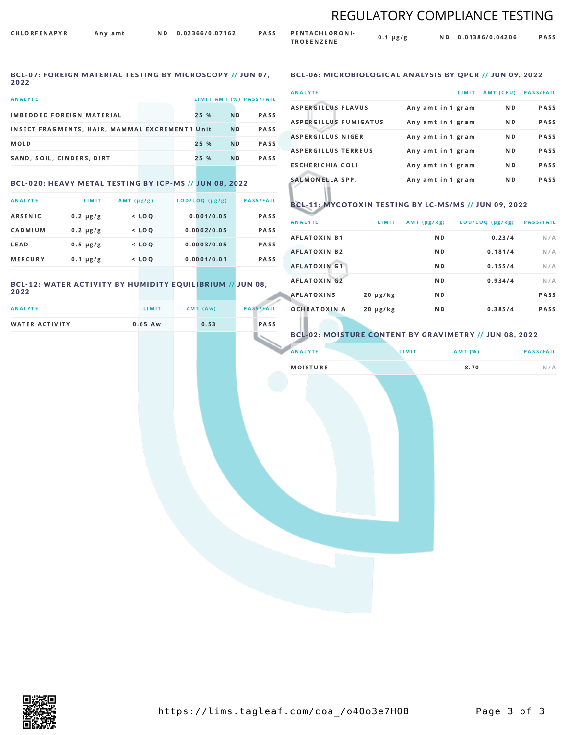# REGULATORY COMPLIANCE TESTING

| | | | | |
|---|---|---|---|---|
| CHLORFENAPYR | Any amt | ND | 0.02366/0.07162 | PASS |
| PENTACHLORONITROBENZENE | 0.1 µg/g | ND | 0.01386/0.04206 | PASS |

## BCL-07: FOREIGN MATERIAL TESTING BY MICROSCOPY // JUN 07, 2022

| ANALYTE | LIMIT | AMT (%) | PASS/FAIL |
|---|---|---|---|
| IMBEDDED FOREIGN MATERIAL | 25 % | ND | PASS |
| INSECT FRAGMENTS, HAIR, MAMMAL EXCREMENT | 1 Unit | ND | PASS |
| MOLD | 25 % | ND | PASS |
| SAND, SOIL, CINDERS, DIRT | 25 % | ND | PASS |

## BCL-020: HEAVY METAL TESTING BY ICP-MS // JUN 08, 2022

| ANALYTE | LIMIT | AMT (µg/g) | LOD/LOQ (µg/g) | PASS/FAIL |
|---|---|---|---|---|
| ARSENIC | 0.2 µg/g | < LOQ | 0.001/0.05 | PASS |
| CADMIUM | 0.2 µg/g | < LOQ | 0.0002/0.05 | PASS |
| LEAD | 0.5 µg/g | < LOQ | 0.0003/0.05 | PASS |
| MERCURY | 0.1 µg/g | < LOQ | 0.0001/0.01 | PASS |

## BCL-12: WATER ACTIVITY BY HUMIDITY EQUILIBRIUM // JUN 08, 2022

| ANALYTE | LIMIT | AMT (Aw) | PASS/FAIL |
|---|---|---|---|
| WATER ACTIVITY | 0.65 Aw | 0.53 | PASS |

## BCL-06: MICROBIOLOGICAL ANALYSIS BY QPCR // JUN 09, 2022

| ANALYTE | LIMIT | AMT (CFU) | PASS/FAIL |
|---|---|---|---|
| ASPERGILLUS FLAVUS | Any amt in 1 gram | ND | PASS |
| ASPERGILLUS FUMIGATUS | Any amt in 1 gram | ND | PASS |
| ASPERGILLUS NIGER | Any amt in 1 gram | ND | PASS |
| ASPERGILLUS TERREUS | Any amt in 1 gram | ND | PASS |
| ESCHERICHIA COLI | Any amt in 1 gram | ND | PASS |
| SALMONELLA SPP. | Any amt in 1 gram | ND | PASS |

## BCL-11: MYCOTOXIN TESTING BY LC-MS/MS // JUN 09, 2022

| ANALYTE | LIMIT | AMT (µg/kg) | LOD/LOQ (µg/kg) | PASS/FAIL |
|---|---|---|---|---|
| AFLATOXIN B1 | | ND | 0.23/4 | N/A |
| AFLATOXIN B2 | | ND | 0.181/4 | N/A |
| AFLATOXIN G1 | | ND | 0.155/4 | N/A |
| AFLATOXIN G2 | | ND | 0.934/4 | N/A |
| AFLATOXINS | 20 µg/kg | ND | | PASS |
| OCHRATOXIN A | 20 µg/kg | ND | 0.385/4 | PASS |

## BCL-02: MOISTURE CONTENT BY GRAVIMETRY // JUN 08, 2022

| ANALYTE | LIMIT | AMT (%) | PASS/FAIL |
|---|---|---|---|
| MOISTURE | | 8.70 | N/A |

https://lims.tagleaf.com/coa_/o40o3e7H0B